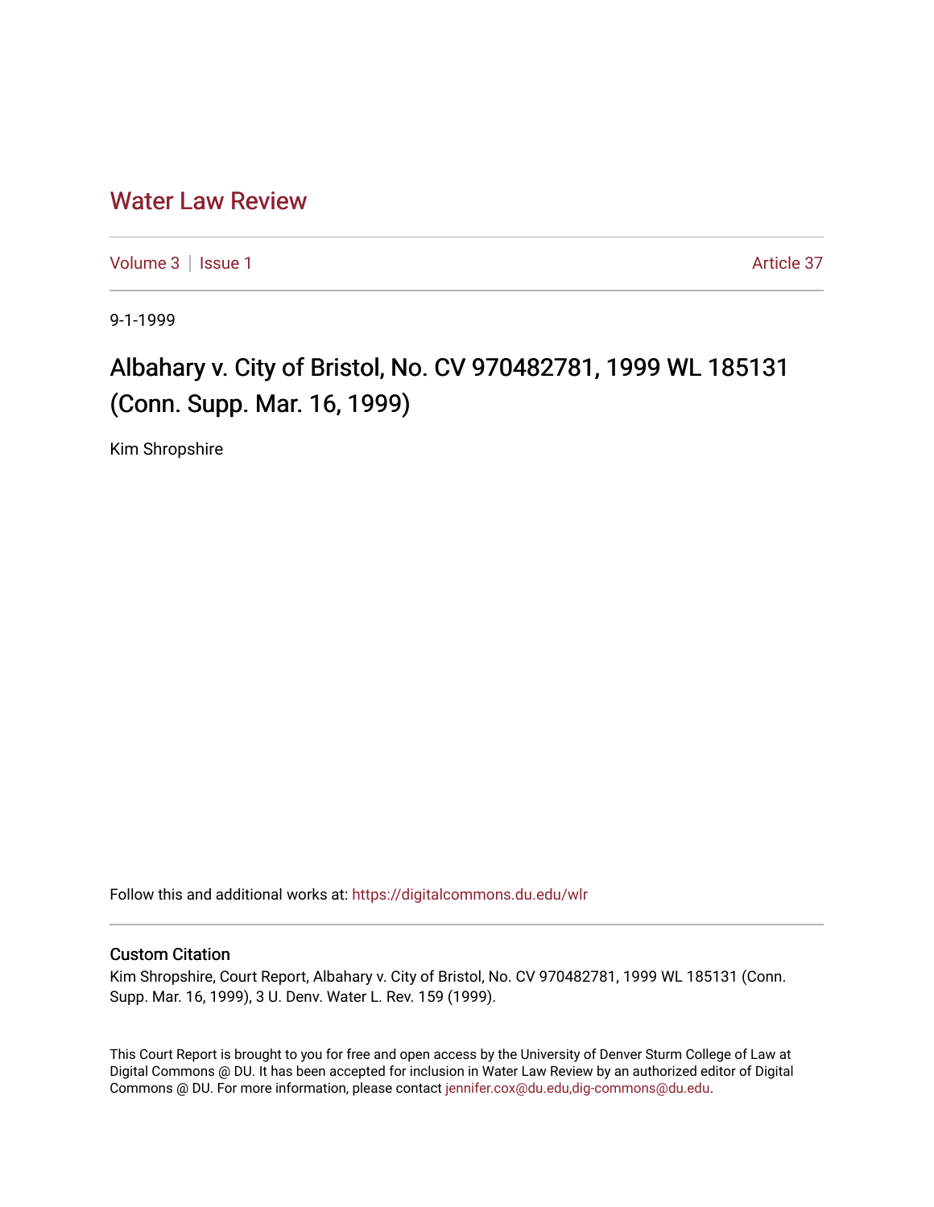# Water Law Review

Volume 3 | Issue 1 Article 37

9-1-1999

## Albahary v. City of Bristol, No. CV 970482781, 1999 WL 185131 (Conn. Supp. Mar. 16, 1999)

Kim Shropshire

Follow this and additional works at: https://digitalcommons.du.edu/wlr

### Custom Citation

Kim Shropshire, Court Report, Albahary v. City of Bristol, No. CV 970482781, 1999 WL 185131 (Conn. Supp. Mar. 16, 1999), 3 U. Denv. Water L. Rev. 159 (1999).

This Court Report is brought to you for free and open access by the University of Denver Sturm College of Law at Digital Commons @ DU. It has been accepted for inclusion in Water Law Review by an authorized editor of Digital Commons @ DU. For more information, please contact jennifer.cox@du.edu,dig-commons@du.edu.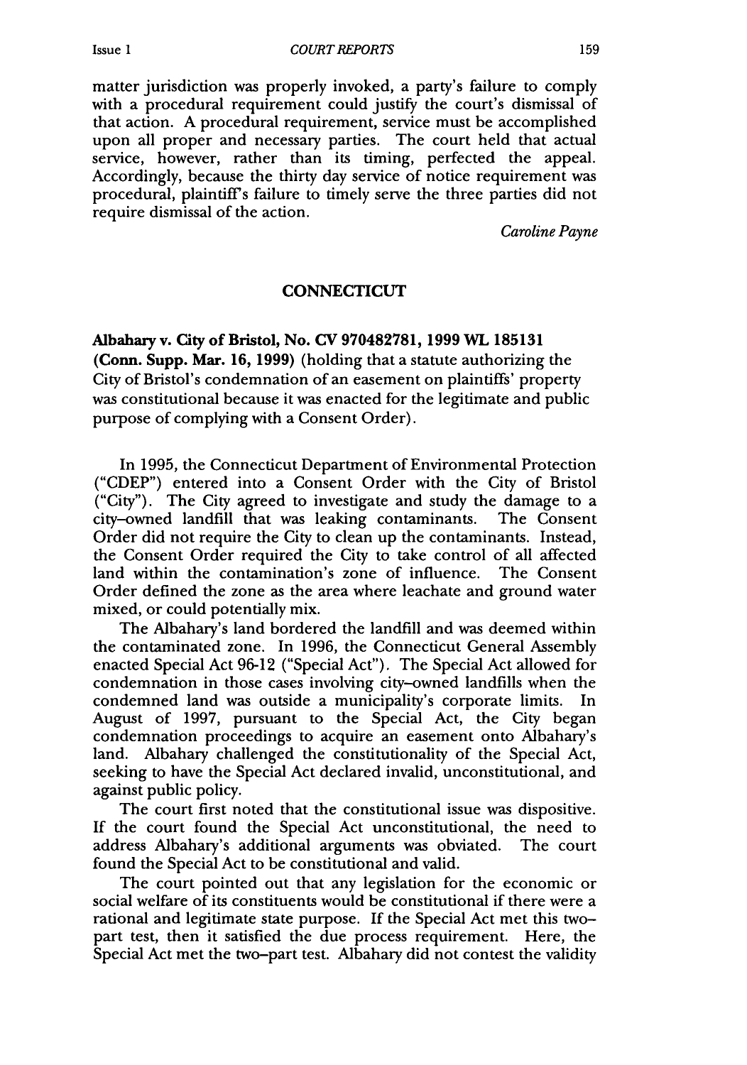matter jurisdiction was properly invoked, a party's failure to comply with a procedural requirement could justify the court's dismissal of that action. A procedural requirement, service must be accomplished upon all proper and necessary parties. The court held that actual service, however, rather than its timing, perfected the appeal. Accordingly, because the thirty day service of notice requirement was procedural, plaintiff's failure to timely serve the three parties did not require dismissal of the action.

*Caroline Payne*

## CONNECTICUT

**Albahary v. City of Bristol, No. CV 970482781, 1999 WL 185131 (Conn. Supp. Mar. 16, 1999)** (holding that a statute authorizing the City of Bristol's condemnation of an easement on plaintiffs' property was constitutional because it was enacted for the legitimate and public purpose of complying with a Consent Order).

In 1995, the Connecticut Department of Environmental Protection ("CDEP") entered into a Consent Order with the City of Bristol ("City"). The City agreed to investigate and study the damage to a city-owned landfill that was leaking contaminants. The Consent Order did not require the City to clean up the contaminants. Instead, the Consent Order required the City to take control of all affected land within the contamination's zone of influence. The Consent Order defined the zone as the area where leachate and ground water mixed, or could potentially mix.

The Albahary's land bordered the landfill and was deemed within the contaminated zone. In 1996, the Connecticut General Assembly enacted Special Act 96-12 ("Special Act"). The Special Act allowed for condemnation in those cases involving city-owned landfills when the condemned land was outside a municipality's corporate limits. In August of 1997, pursuant to the Special Act, the City began condemnation proceedings to acquire an easement onto Albahary's land. Albahary challenged the constitutionality of the Special Act, seeking to have the Special Act declared invalid, unconstitutional, and against public policy.

The court first noted that the constitutional issue was dispositive. If the court found the Special Act unconstitutional, the need to address Albahary's additional arguments was obviated. The court found the Special Act to be constitutional and valid.

The court pointed out that any legislation for the economic or social welfare of its constituents would be constitutional if there were a rational and legitimate state purpose. If the Special Act met this two-part test, then it satisfied the due process requirement. Here, the Special Act met the two-part test. Albahary did not contest the validity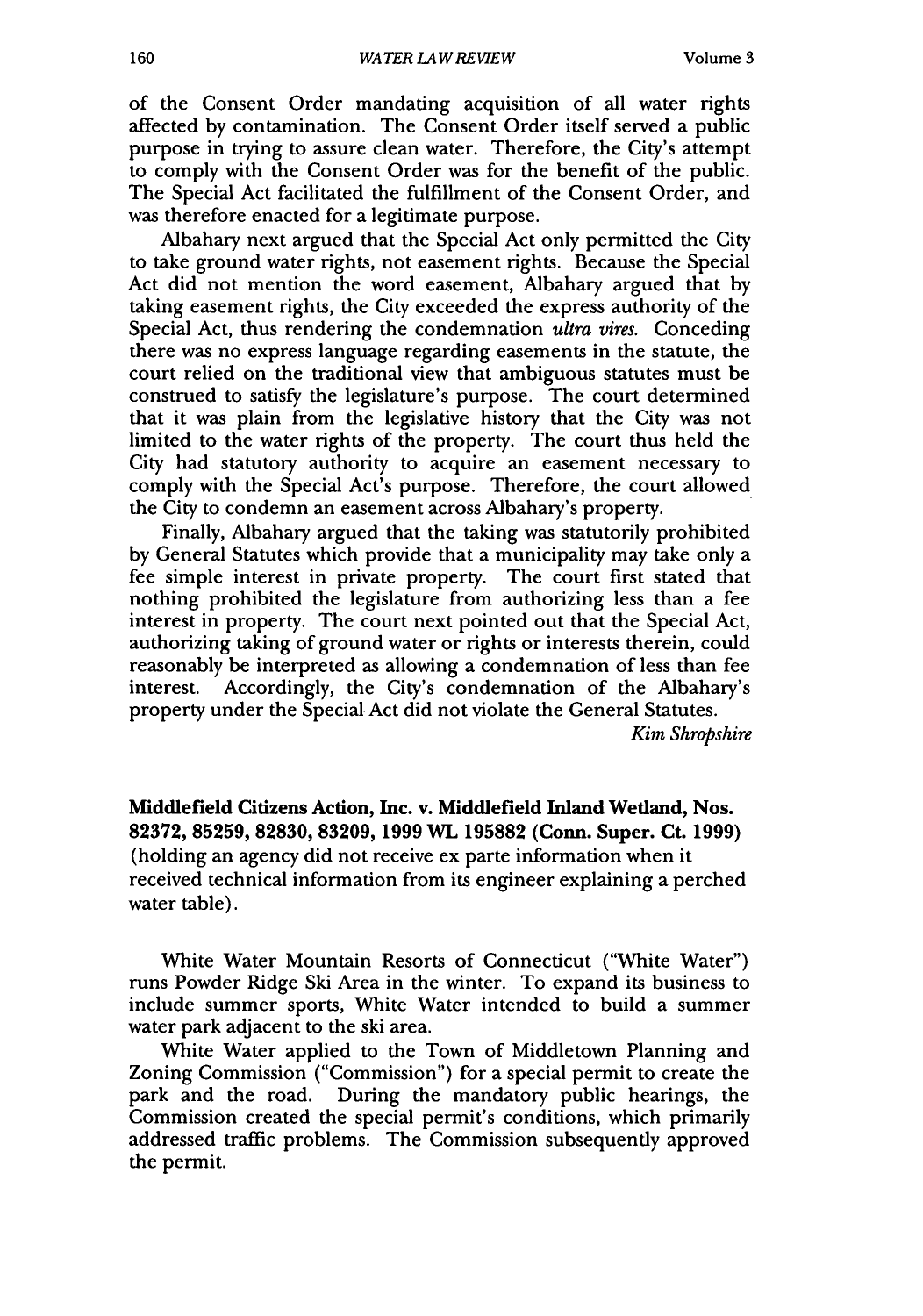of the Consent Order mandating acquisition of all water rights affected by contamination. The Consent Order itself served a public purpose in trying to assure clean water. Therefore, the City's attempt to comply with the Consent Order was for the benefit of the public. The Special Act facilitated the fulfillment of the Consent Order, and was therefore enacted for a legitimate purpose.

Albahary next argued that the Special Act only permitted the City to take ground water rights, not easement rights. Because the Special Act did not mention the word easement, Albahary argued that by taking easement rights, the City exceeded the express authority of the Special Act, thus rendering the condemnation *ultra vires*. Conceding there was no express language regarding easements in the statute, the court relied on the traditional view that ambiguous statutes must be construed to satisfy the legislature's purpose. The court determined that it was plain from the legislative history that the City was not limited to the water rights of the property. The court thus held the City had statutory authority to acquire an easement necessary to comply with the Special Act's purpose. Therefore, the court allowed the City to condemn an easement across Albahary's property.

Finally, Albahary argued that the taking was statutorily prohibited by General Statutes which provide that a municipality may take only a fee simple interest in private property. The court first stated that nothing prohibited the legislature from authorizing less than a fee interest in property. The court next pointed out that the Special Act, authorizing taking of ground water or rights or interests therein, could reasonably be interpreted as allowing a condemnation of less than fee interest. Accordingly, the City's condemnation of the Albahary's property under the Special Act did not violate the General Statutes.

*Kim Shropshire*

**Middlefield Citizens Action, Inc. v. Middlefield Inland Wetland, Nos. 82372, 85259, 82830, 83209, 1999 WL 195882 (Conn. Super. Ct. 1999)** (holding an agency did not receive ex parte information when it received technical information from its engineer explaining a perched water table).

White Water Mountain Resorts of Connecticut ("White Water") runs Powder Ridge Ski Area in the winter. To expand its business to include summer sports, White Water intended to build a summer water park adjacent to the ski area.

White Water applied to the Town of Middletown Planning and Zoning Commission ("Commission") for a special permit to create the park and the road. During the mandatory public hearings, the Commission created the special permit's conditions, which primarily addressed traffic problems. The Commission subsequently approved the permit.